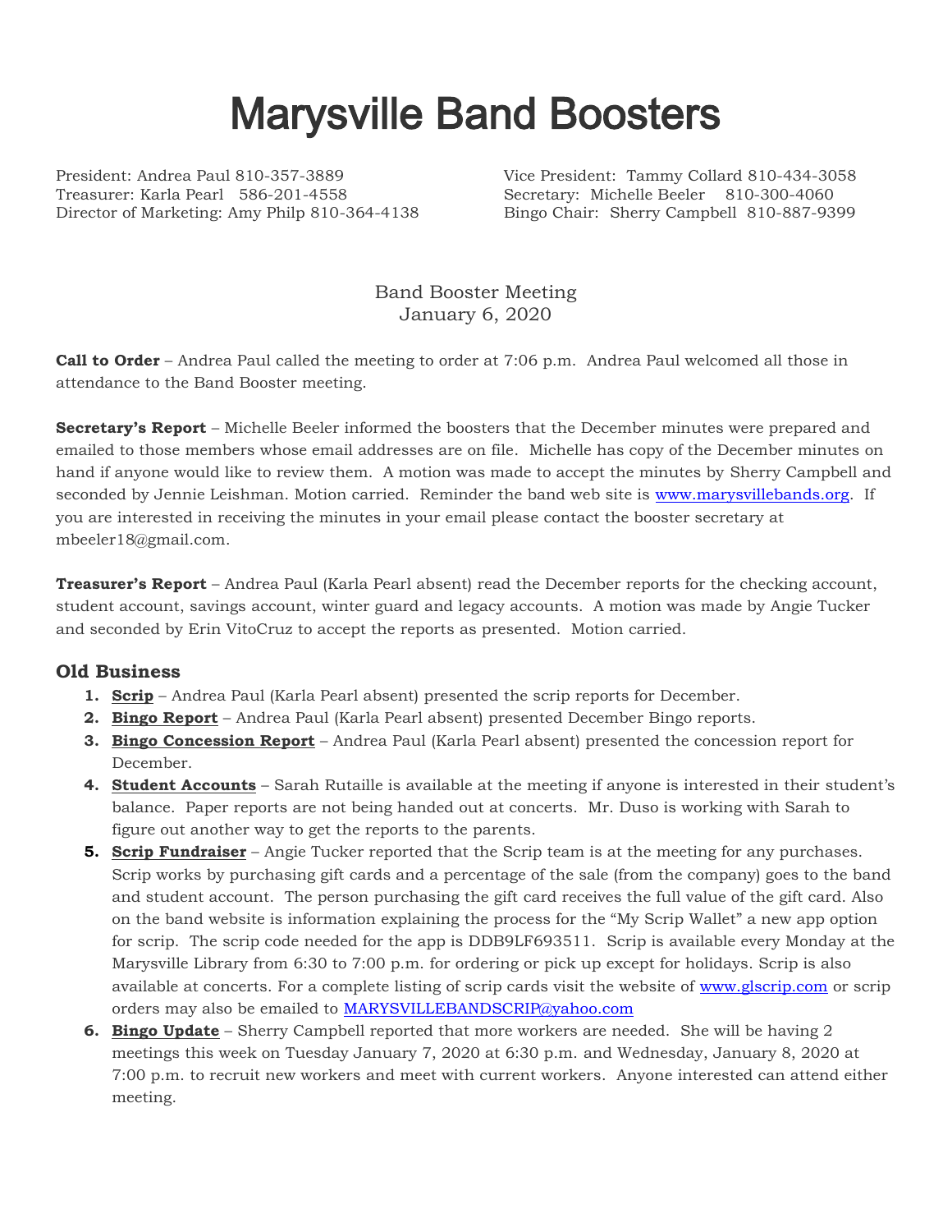# Marysville Band Boosters

President: Andrea Paul 810-357-3889
Vice President: Tammy Collard 810-434-3058
Treasurer: Karla Pearl 586-201-4558
Secretary: Michelle Beeler 810-300-4060
Director of Marketing: Amy Philp 810-364-4138
Bingo Chair: Sherry Campbell 810-887-9399

Band Booster Meeting
January 6, 2020

**Call to Order** – Andrea Paul called the meeting to order at 7:06 p.m. Andrea Paul welcomed all those in attendance to the Band Booster meeting.

**Secretary's Report** – Michelle Beeler informed the boosters that the December minutes were prepared and emailed to those members whose email addresses are on file. Michelle has copy of the December minutes on hand if anyone would like to review them. A motion was made to accept the minutes by Sherry Campbell and seconded by Jennie Leishman. Motion carried. Reminder the band web site is www.marysvillebands.org. If you are interested in receiving the minutes in your email please contact the booster secretary at mbeeler18@gmail.com.

**Treasurer's Report** – Andrea Paul (Karla Pearl absent) read the December reports for the checking account, student account, savings account, winter guard and legacy accounts. A motion was made by Angie Tucker and seconded by Erin VitoCruz to accept the reports as presented. Motion carried.

## Old Business

1. **Scrip** – Andrea Paul (Karla Pearl absent) presented the scrip reports for December.
2. **Bingo Report** – Andrea Paul (Karla Pearl absent) presented December Bingo reports.
3. **Bingo Concession Report** – Andrea Paul (Karla Pearl absent) presented the concession report for December.
4. **Student Accounts** – Sarah Rutaille is available at the meeting if anyone is interested in their student's balance. Paper reports are not being handed out at concerts. Mr. Duso is working with Sarah to figure out another way to get the reports to the parents.
5. **Scrip Fundraiser** – Angie Tucker reported that the Scrip team is at the meeting for any purchases. Scrip works by purchasing gift cards and a percentage of the sale (from the company) goes to the band and student account. The person purchasing the gift card receives the full value of the gift card. Also on the band website is information explaining the process for the "My Scrip Wallet" a new app option for scrip. The scrip code needed for the app is DDB9LF693511. Scrip is available every Monday at the Marysville Library from 6:30 to 7:00 p.m. for ordering or pick up except for holidays. Scrip is also available at concerts. For a complete listing of scrip cards visit the website of www.glscrip.com or scrip orders may also be emailed to MARYSVILLEBANDSCRIP@yahoo.com
6. **Bingo Update** – Sherry Campbell reported that more workers are needed. She will be having 2 meetings this week on Tuesday January 7, 2020 at 6:30 p.m. and Wednesday, January 8, 2020 at 7:00 p.m. to recruit new workers and meet with current workers. Anyone interested can attend either meeting.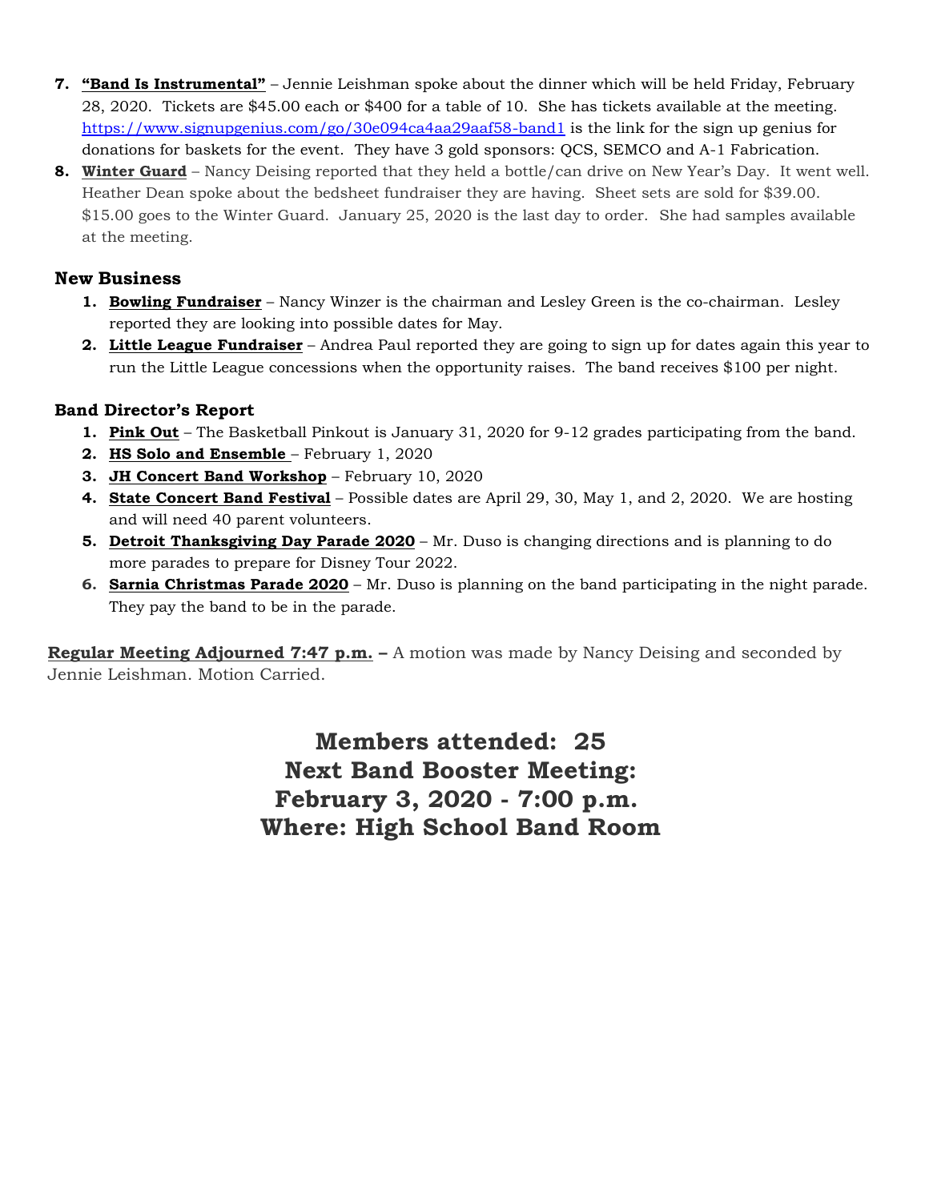7. **"Band Is Instrumental"** – Jennie Leishman spoke about the dinner which will be held Friday, February 28, 2020. Tickets are $45.00 each or $400 for a table of 10. She has tickets available at the meeting. https://www.signupgenius.com/go/30e094ca4aa29aaf58-band1 is the link for the sign up genius for donations for baskets for the event. They have 3 gold sponsors: QCS, SEMCO and A-1 Fabrication.
8. **Winter Guard** – Nancy Deising reported that they held a bottle/can drive on New Year's Day. It went well. Heather Dean spoke about the bedsheet fundraiser they are having. Sheet sets are sold for $39.00. $15.00 goes to the Winter Guard. January 25, 2020 is the last day to order. She had samples available at the meeting.

## New Business

1. **Bowling Fundraiser** – Nancy Winzer is the chairman and Lesley Green is the co-chairman. Lesley reported they are looking into possible dates for May.
2. **Little League Fundraiser** – Andrea Paul reported they are going to sign up for dates again this year to run the Little League concessions when the opportunity raises. The band receives $100 per night.

## Band Director's Report

1. **Pink Out** – The Basketball Pinkout is January 31, 2020 for 9-12 grades participating from the band.
2. **HS Solo and Ensemble** – February 1, 2020
3. **JH Concert Band Workshop** – February 10, 2020
4. **State Concert Band Festival** – Possible dates are April 29, 30, May 1, and 2, 2020. We are hosting and will need 40 parent volunteers.
5. **Detroit Thanksgiving Day Parade 2020** – Mr. Duso is changing directions and is planning to do more parades to prepare for Disney Tour 2022.
6. **Sarnia Christmas Parade 2020** – Mr. Duso is planning on the band participating in the night parade. They pay the band to be in the parade.

**Regular Meeting Adjourned 7:47 p.m. –** A motion was made by Nancy Deising and seconded by Jennie Leishman. Motion Carried.

**Members attended: 25**
**Next Band Booster Meeting:**
**February 3, 2020 - 7:00 p.m.**
**Where: High School Band Room**